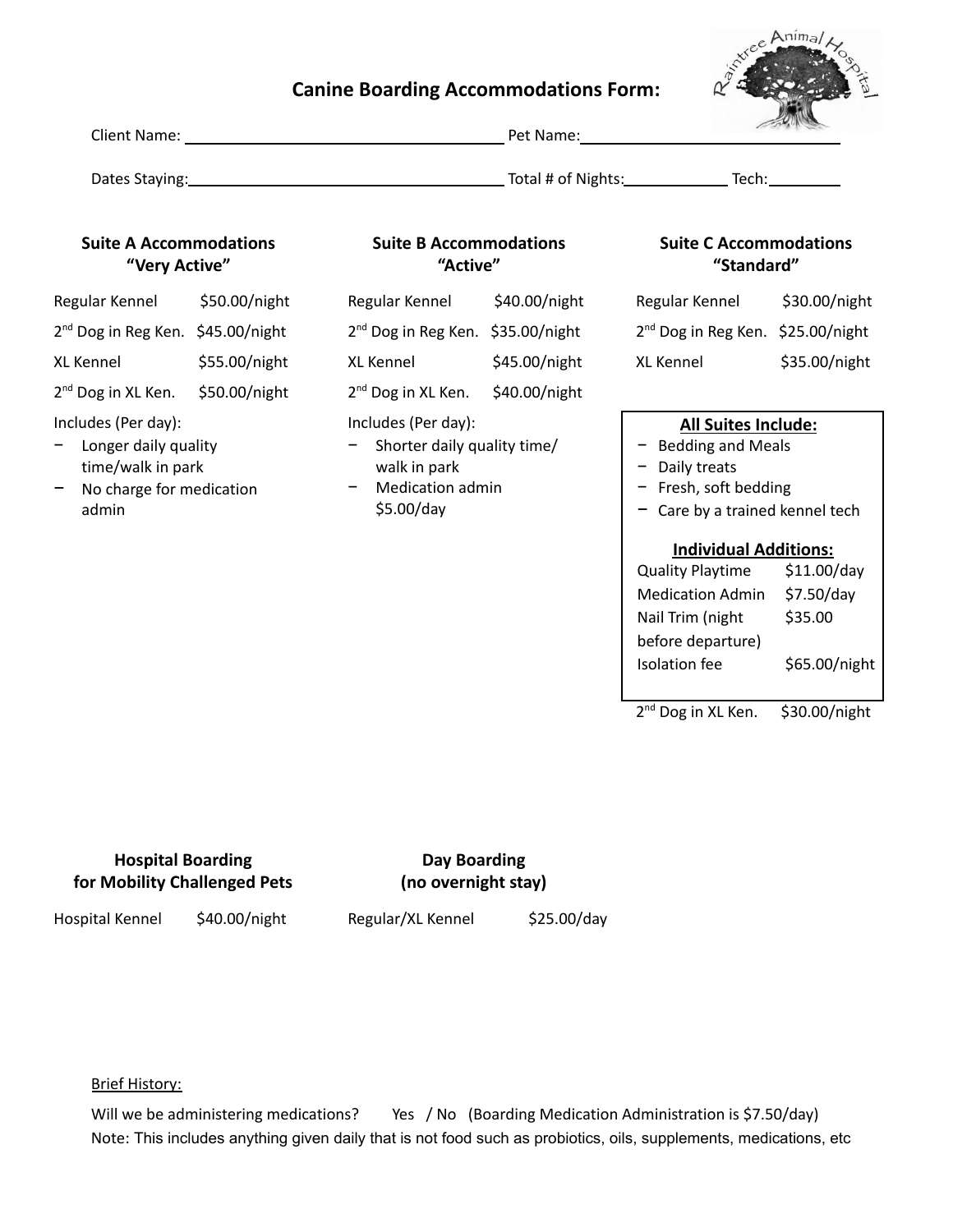# Canine Boarding Accommodations Form:

Client Name: ______________________ Pet Name: ______________________

Dates Staying: ______________________ Total # of Nights: __________ Tech: ________

### Suite A Accommodations "Very Active"

| | |
|---|---|
| Regular Kennel | $50.00/night |
| 2nd Dog in Reg Ken. | $45.00/night |
| XL Kennel | $55.00/night |
| 2nd Dog in XL Ken. | $50.00/night |

Includes (Per day):

- Longer daily quality time/walk in park
- No charge for medication admin

### Suite B Accommodations "Active"

| | |
|---|---|
| Regular Kennel | $40.00/night |
| 2nd Dog in Reg Ken. | $35.00/night |
| XL Kennel | $45.00/night |
| 2nd Dog in XL Ken. | $40.00/night |

Includes (Per day):

- Shorter daily quality time/ walk in park
- Medication admin $5.00/day

### Suite C Accommodations "Standard"

| | |
|---|---|
| Regular Kennel | $30.00/night |
| 2nd Dog in Reg Ken. | $25.00/night |
| XL Kennel | $35.00/night |

**All Suites Include:**

- Bedding and Meals
- Daily treats
- Fresh, soft bedding
- Care by a trained kennel tech

**Individual Additions:**

| | |
|---|---|
| Quality Playtime | $11.00/day |
| Medication Admin | $7.50/day |
| Nail Trim (night before departure) | $35.00 |
| Isolation fee | $65.00/night |

| | |
|---|---|
| 2nd Dog in XL Ken. | $30.00/night |

### Hospital Boarding for Mobility Challenged Pets

| | |
|---|---|
| Hospital Kennel | $40.00/night |

### Day Boarding (no overnight stay)

| | |
|---|---|
| Regular/XL Kennel | $25.00/day |

Brief History:

Will we be administering medications? Yes / No (Boarding Medication Administration is $7.50/day)

Note: This includes anything given daily that is not food such as probiotics, oils, supplements, medications, etc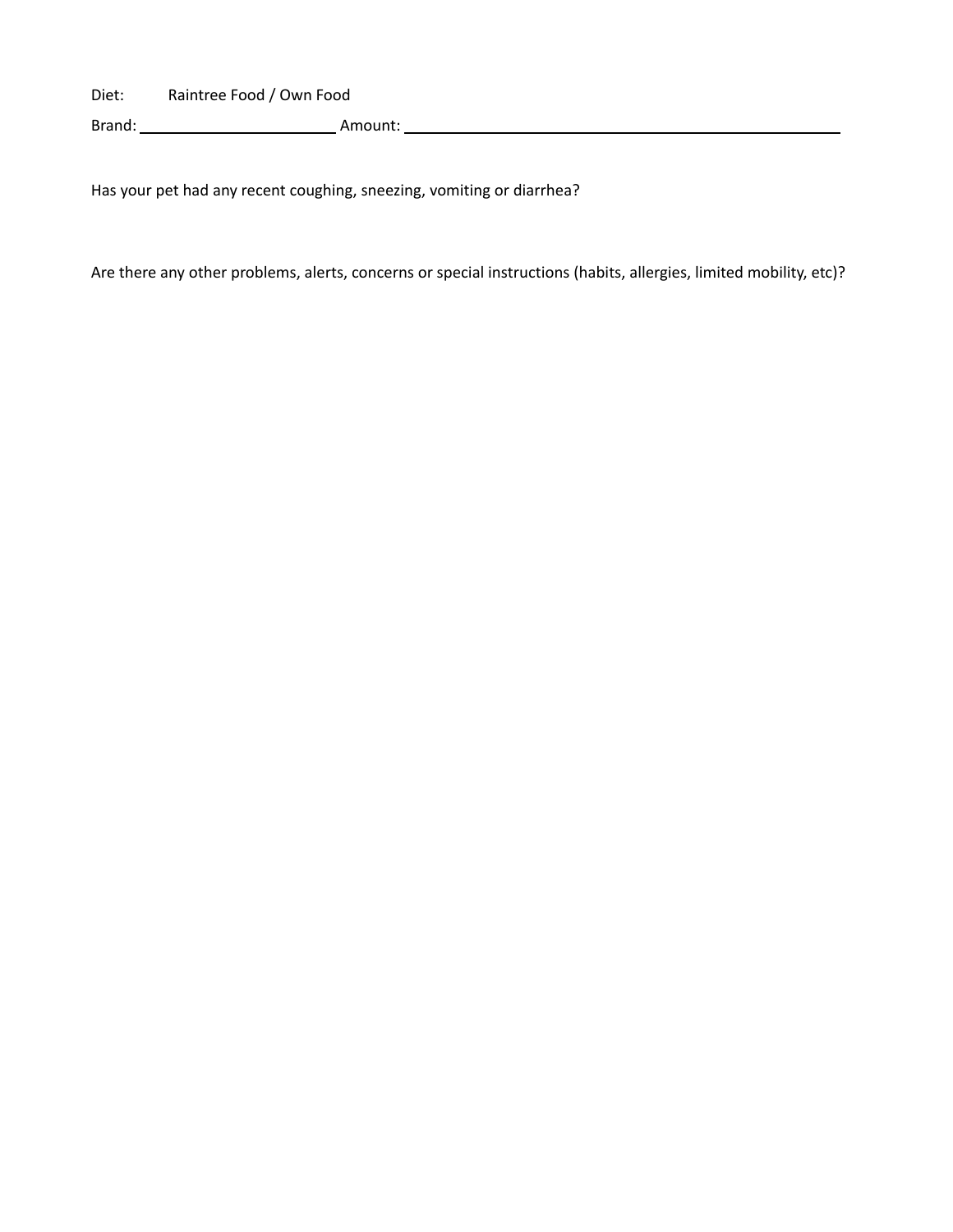Diet: Raintree Food / Own Food

Brand: ______________________ Amount: __________________________________________________

Has your pet had any recent coughing, sneezing, vomiting or diarrhea?

Are there any other problems, alerts, concerns or special instructions (habits, allergies, limited mobility, etc)?